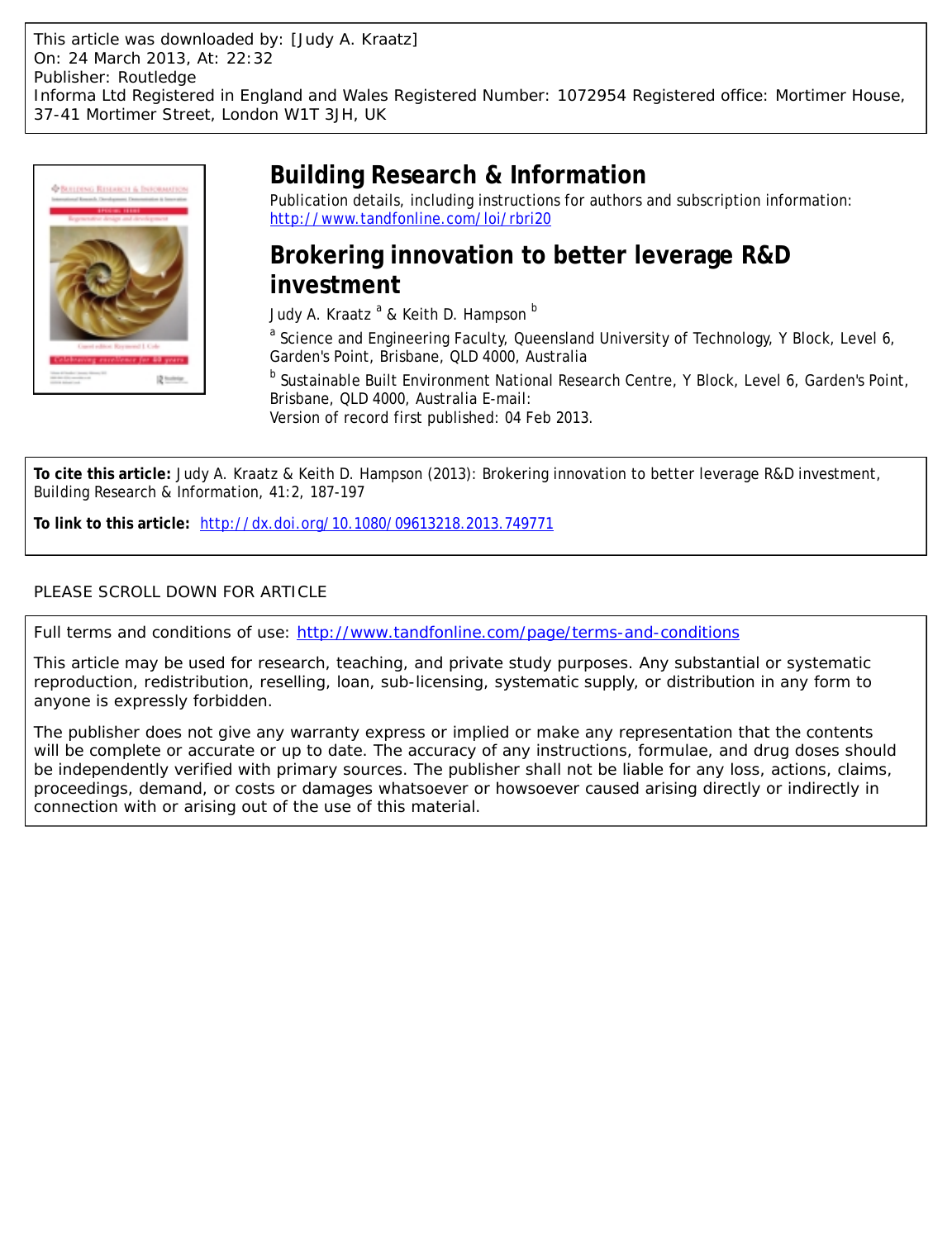This article was downloaded by: [Judy A. Kraatz]
On: 24 March 2013, At: 22:32
Publisher: Routledge
Informa Ltd Registered in England and Wales Registered Number: 1072954 Registered office: Mortimer House, 37-41 Mortimer Street, London W1T 3JH, UK

# Building Research & Information

Publication details, including instructions for authors and subscription information:
http://www.tandfonline.com/loi/rbri20

## Brokering innovation to better leverage R&D investment

Judy A. Kraatz [a] & Keith D. Hampson [b]

[a] Science and Engineering Faculty, Queensland University of Technology, Y Block, Level 6, Garden's Point, Brisbane, QLD 4000, Australia

[b] Sustainable Built Environment National Research Centre, Y Block, Level 6, Garden's Point, Brisbane, QLD 4000, Australia E-mail:

Version of record first published: 04 Feb 2013.

**To cite this article:** Judy A. Kraatz & Keith D. Hampson (2013): Brokering innovation to better leverage R&D investment, Building Research & Information, 41:2, 187-197

**To link to this article:** http://dx.doi.org/10.1080/09613218.2013.749771

PLEASE SCROLL DOWN FOR ARTICLE

Full terms and conditions of use: http://www.tandfonline.com/page/terms-and-conditions

This article may be used for research, teaching, and private study purposes. Any substantial or systematic reproduction, redistribution, reselling, loan, sub-licensing, systematic supply, or distribution in any form to anyone is expressly forbidden.

The publisher does not give any warranty express or implied or make any representation that the contents will be complete or accurate or up to date. The accuracy of any instructions, formulae, and drug doses should be independently verified with primary sources. The publisher shall not be liable for any loss, actions, claims, proceedings, demand, or costs or damages whatsoever or howsoever caused arising directly or indirectly in connection with or arising out of the use of this material.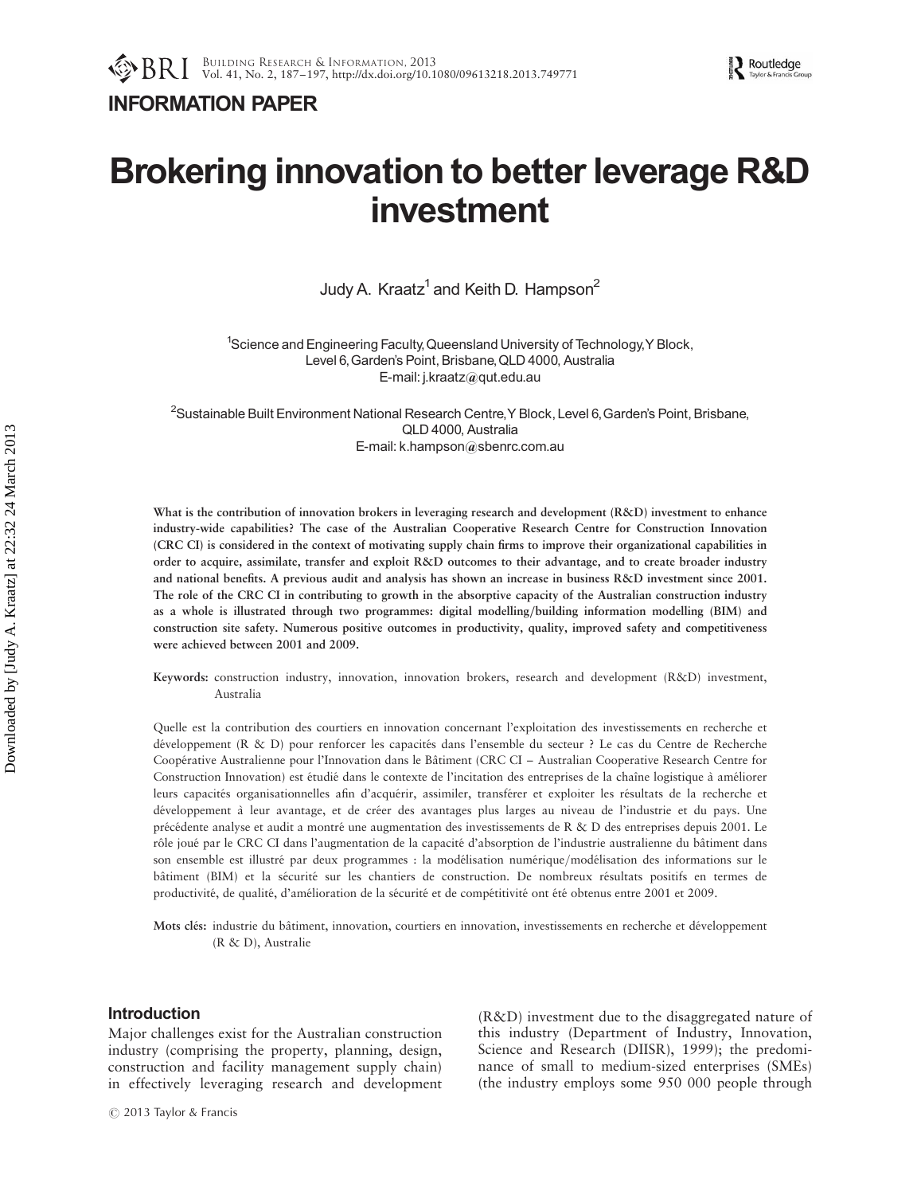INFORMATION PAPER

# Brokering innovation to better leverage R&D investment

Judy A. Kraatz[1] and Keith D. Hampson[2]

[1]Science and Engineering Faculty, Queensland University of Technology, Y Block, Level 6, Garden's Point, Brisbane, QLD 4000, Australia
E-mail: j.kraatz@qut.edu.au

[2]Sustainable Built Environment National Research Centre, Y Block, Level 6, Garden's Point, Brisbane, QLD 4000, Australia
E-mail: k.hampson@sbenrc.com.au

**What is the contribution of innovation brokers in leveraging research and development (R&D) investment to enhance industry-wide capabilities? The case of the Australian Cooperative Research Centre for Construction Innovation (CRC CI) is considered in the context of motivating supply chain firms to improve their organizational capabilities in order to acquire, assimilate, transfer and exploit R&D outcomes to their advantage, and to create broader industry and national benefits. A previous audit and analysis has shown an increase in business R&D investment since 2001. The role of the CRC CI in contributing to growth in the absorptive capacity of the Australian construction industry as a whole is illustrated through two programmes: digital modelling/building information modelling (BIM) and construction site safety. Numerous positive outcomes in productivity, quality, improved safety and competitiveness were achieved between 2001 and 2009.**

**Keywords:** construction industry, innovation, innovation brokers, research and development (R&D) investment, Australia

Quelle est la contribution des courtiers en innovation concernant l'exploitation des investissements en recherche et développement (R & D) pour renforcer les capacités dans l'ensemble du secteur ? Le cas du Centre de Recherche Coopérative Australienne pour l'Innovation dans le Bâtiment (CRC CI – Australian Cooperative Research Centre for Construction Innovation) est étudié dans le contexte de l'incitation des entreprises de la chaîne logistique à améliorer leurs capacités organisationnelles afin d'acquérir, assimiler, transférer et exploiter les résultats de la recherche et développement à leur avantage, et de créer des avantages plus larges au niveau de l'industrie et du pays. Une précédente analyse et audit a montré une augmentation des investissements de R & D des entreprises depuis 2001. Le rôle joué par le CRC CI dans l'augmentation de la capacité d'absorption de l'industrie australienne du bâtiment dans son ensemble est illustré par deux programmes : la modélisation numérique/modélisation des informations sur le bâtiment (BIM) et la sécurité sur les chantiers de construction. De nombreux résultats positifs en termes de productivité, de qualité, d'amélioration de la sécurité et de compétitivité ont été obtenus entre 2001 et 2009.

**Mots clés:** industrie du bâtiment, innovation, courtiers en innovation, investissements en recherche et développement (R & D), Australie

## Introduction

Major challenges exist for the Australian construction industry (comprising the property, planning, design, construction and facility management supply chain) in effectively leveraging research and development (R&D) investment due to the disaggregated nature of this industry (Department of Industry, Innovation, Science and Research (DIISR), 1999); the predominance of small to medium-sized enterprises (SMEs) (the industry employs some 950 000 people through

© 2013 Taylor & Francis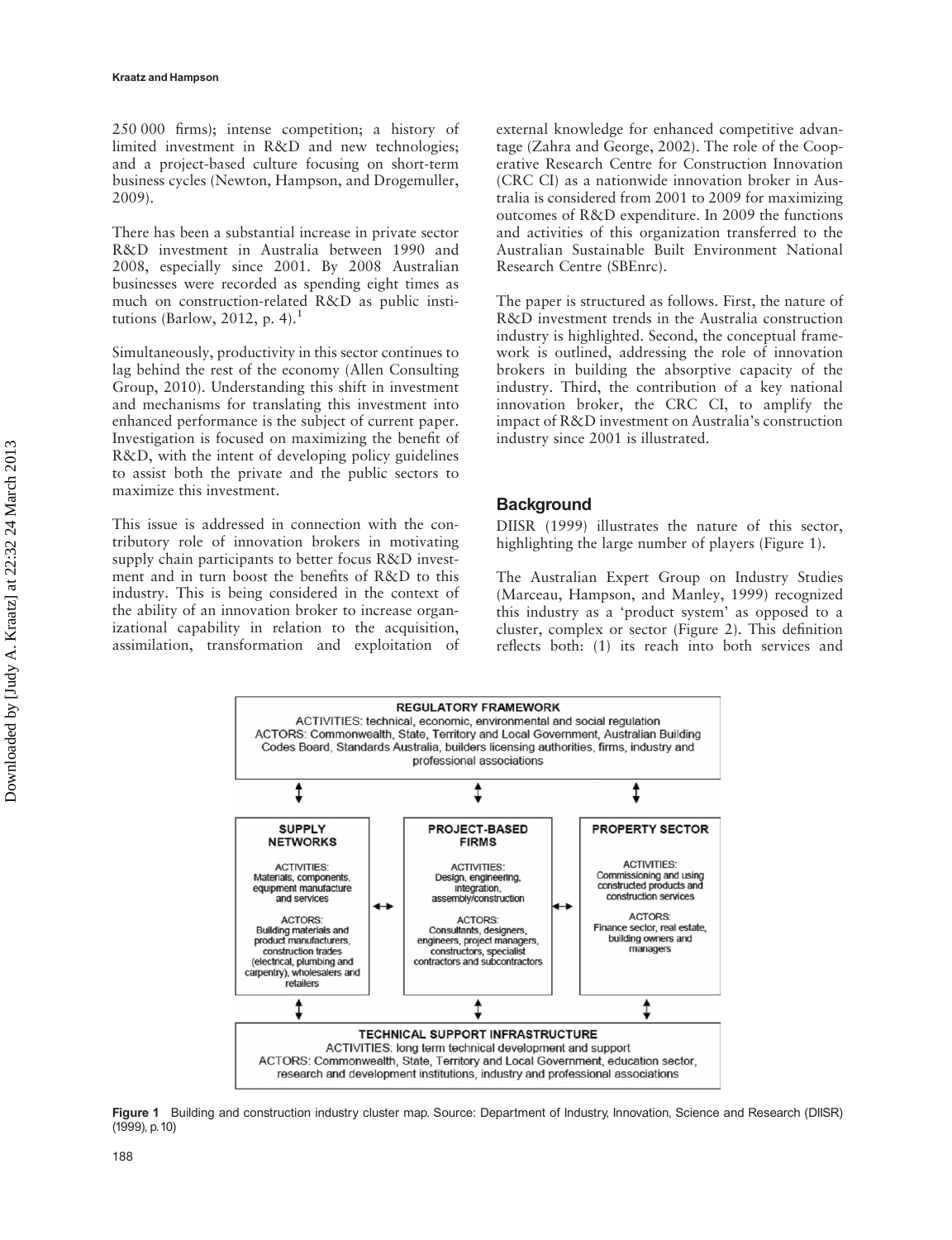250 000 firms); intense competition; a history of limited investment in R&D and new technologies; and a project-based culture focusing on short-term business cycles (Newton, Hampson, and Drogemuller, 2009).

There has been a substantial increase in private sector R&D investment in Australia between 1990 and 2008, especially since 2001. By 2008 Australian businesses were recorded as spending eight times as much on construction-related R&D as public institutions (Barlow, 2012, p. 4).[1]

Simultaneously, productivity in this sector continues to lag behind the rest of the economy (Allen Consulting Group, 2010). Understanding this shift in investment and mechanisms for translating this investment into enhanced performance is the subject of current paper. Investigation is focused on maximizing the benefit of R&D, with the intent of developing policy guidelines to assist both the private and the public sectors to maximize this investment.

This issue is addressed in connection with the contributory role of innovation brokers in motivating supply chain participants to better focus R&D investment and in turn boost the benefits of R&D to this industry. This is being considered in the context of the ability of an innovation broker to increase organizational capability in relation to the acquisition, assimilation, transformation and exploitation of external knowledge for enhanced competitive advantage (Zahra and George, 2002). The role of the Cooperative Research Centre for Construction Innovation (CRC CI) as a nationwide innovation broker in Australia is considered from 2001 to 2009 for maximizing outcomes of R&D expenditure. In 2009 the functions and activities of this organization transferred to the Australian Sustainable Built Environment National Research Centre (SBEnrc).

The paper is structured as follows. First, the nature of R&D investment trends in the Australia construction industry is highlighted. Second, the conceptual framework is outlined, addressing the role of innovation brokers in building the absorptive capacity of the industry. Third, the contribution of a key national innovation broker, the CRC CI, to amplify the impact of R&D investment on Australia's construction industry since 2001 is illustrated.

## Background

DIISR (1999) illustrates the nature of this sector, highlighting the large number of players (Figure 1).

The Australian Expert Group on Industry Studies (Marceau, Hampson, and Manley, 1999) recognized this industry as a 'product system' as opposed to a cluster, complex or sector (Figure 2). This definition reflects both: (1) its reach into both services and

**REGULATORY FRAMEWORK**
ACTIVITIES: technical, economic, environmental and social regulation
ACTORS: Commonwealth, State, Territory and Local Government, Australian Building Codes Board, Standards Australia, builders licensing authorities, firms, industry and professional associations

**SUPPLY NETWORKS**
ACTIVITIES: Materials, components, equipment manufacture and services
ACTORS: Building materials and product manufacturers, construction trades (electrical, plumbing and carpentry), wholesalers and retailers

**PROJECT-BASED FIRMS**
ACTIVITIES: Design, engineering, integration, assembly/construction
ACTORS: Consultants, designers, engineers, project managers, constructors, specialist contractors and subcontractors

**PROPERTY SECTOR**
ACTIVITIES: Commissioning and using constructed products and construction services
ACTORS: Finance sector, real estate, building owners and managers

**TECHNICAL SUPPORT INFRASTRUCTURE**
ACTIVITIES: long term technical development and support
ACTORS: Commonwealth, State, Territory and Local Government, education sector, research and development institutions, industry and professional associations

**Figure 1** Building and construction industry cluster map. Source: Department of Industry, Innovation, Science and Research (DIISR) (1999), p.10)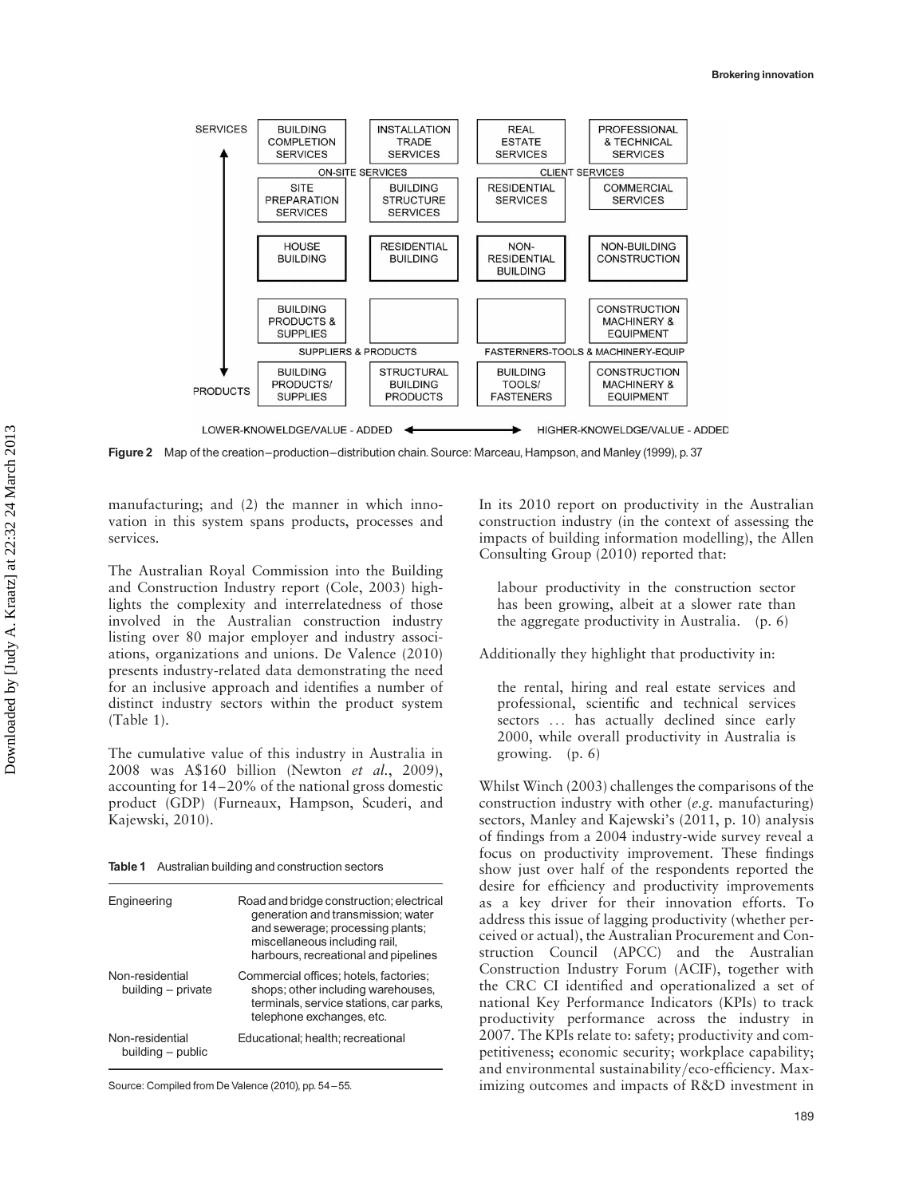**Figure 2** Map of the creation–production–distribution chain. Source: Marceau, Hampson, and Manley (1999), p. 37

manufacturing; and (2) the manner in which innovation in this system spans products, processes and services.

The Australian Royal Commission into the Building and Construction Industry report (Cole, 2003) highlights the complexity and interrelatedness of those involved in the Australian construction industry listing over 80 major employer and industry associations, organizations and unions. De Valence (2010) presents industry-related data demonstrating the need for an inclusive approach and identifies a number of distinct industry sectors within the product system (Table 1).

The cumulative value of this industry in Australia in 2008 was A$160 billion (Newton *et al.*, 2009), accounting for 14–20% of the national gross domestic product (GDP) (Furneaux, Hampson, Scuderi, and Kajewski, 2010).

**Table 1** Australian building and construction sectors

| | |
|---|---|
| Engineering | Road and bridge construction; electrical generation and transmission; water and sewerage; processing plants; miscellaneous including rail, harbours, recreational and pipelines |
| Non-residential building – private | Commercial offices; hotels, factories; shops; other including warehouses, terminals, service stations, car parks, telephone exchanges, etc. |
| Non-residential building – public | Educational; health; recreational |

Source: Compiled from De Valence (2010), pp. 54–55.

In its 2010 report on productivity in the Australian construction industry (in the context of assessing the impacts of building information modelling), the Allen Consulting Group (2010) reported that:

> labour productivity in the construction sector has been growing, albeit at a slower rate than the aggregate productivity in Australia. (p. 6)

Additionally they highlight that productivity in:

> the rental, hiring and real estate services and professional, scientific and technical services sectors ... has actually declined since early 2000, while overall productivity in Australia is growing. (p. 6)

Whilst Winch (2003) challenges the comparisons of the construction industry with other (*e.g.* manufacturing) sectors, Manley and Kajewski's (2011, p. 10) analysis of findings from a 2004 industry-wide survey reveal a focus on productivity improvement. These findings show just over half of the respondents reported the desire for efficiency and productivity improvements as a key driver for their innovation efforts. To address this issue of lagging productivity (whether perceived or actual), the Australian Procurement and Construction Council (APCC) and the Australian Construction Industry Forum (ACIF), together with the CRC CI identified and operationalized a set of national Key Performance Indicators (KPIs) to track productivity performance across the industry in 2007. The KPIs relate to: safety; productivity and competitiveness; economic security; workplace capability; and environmental sustainability/eco-efficiency. Maximizing outcomes and impacts of R&D investment in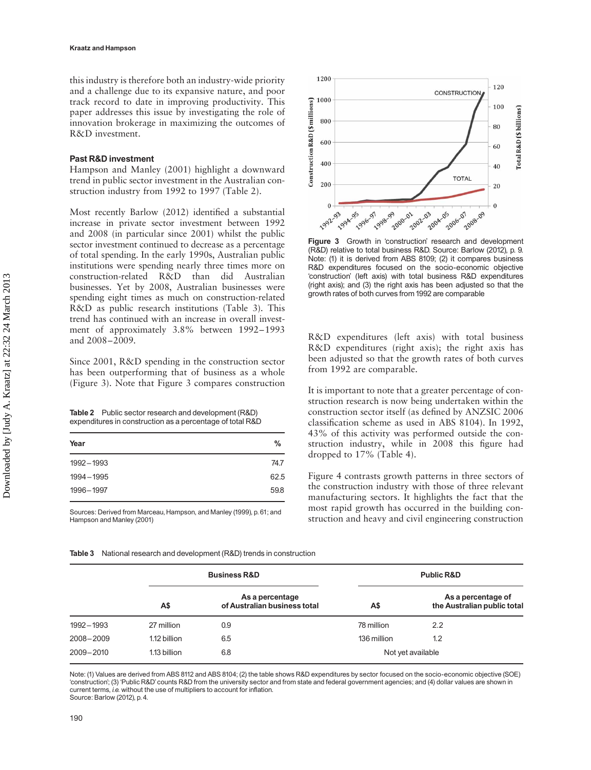this industry is therefore both an industry-wide priority and a challenge due to its expansive nature, and poor track record to date in improving productivity. This paper addresses this issue by investigating the role of innovation brokerage in maximizing the outcomes of R&D investment.

### Past R&D investment

Hampson and Manley (2001) highlight a downward trend in public sector investment in the Australian construction industry from 1992 to 1997 (Table 2).

Most recently Barlow (2012) identified a substantial increase in private sector investment between 1992 and 2008 (in particular since 2001) whilst the public sector investment continued to decrease as a percentage of total spending. In the early 1990s, Australian public institutions were spending nearly three times more on construction-related R&D than did Australian businesses. Yet by 2008, Australian businesses were spending eight times as much on construction-related R&D as public research institutions (Table 3). This trend has continued with an increase in overall investment of approximately 3.8% between 1992–1993 and 2008–2009.

Since 2001, R&D spending in the construction sector has been outperforming that of business as a whole (Figure 3). Note that Figure 3 compares construction R&D expenditures (left axis) with total business R&D expenditures (right axis); the right axis has been adjusted so that the growth rates of both curves from 1992 are comparable.

**Table 2** Public sector research and development (R&D) expenditures in construction as a percentage of total R&D

| Year | % |
|---|---|
| 1992–1993 | 74.7 |
| 1994–1995 | 62.5 |
| 1996–1997 | 59.8 |

Sources: Derived from Marceau, Hampson, and Manley (1999), p. 61; and Hampson and Manley (2001)

**Figure 3** Growth in 'construction' research and development (R&D) relative to total business R&D. Source: Barlow (2012), p. 9. Note: (1) it is derived from ABS 8109; (2) it compares business R&D expenditures focused on the socio-economic objective 'construction' (left axis) with total business R&D expenditures (right axis); and (3) the right axis has been adjusted so that the growth rates of both curves from 1992 are comparable

It is important to note that a greater percentage of construction research is now being undertaken within the construction sector itself (as defined by ANZSIC 2006 classification scheme as used in ABS 8104). In 1992, 43% of this activity was performed outside the construction industry, while in 2008 this figure had dropped to 17% (Table 4).

Figure 4 contrasts growth patterns in three sectors of the construction industry with those of three relevant manufacturing sectors. It highlights the fact that the most rapid growth has occurred in the building construction and heavy and civil engineering construction

**Table 3** National research and development (R&D) trends in construction

| | Business R&D | | Public R&D | |
|---|---|---|---|---|
| | A$ | As a percentage of Australian business total | A$ | As a percentage of the Australian public total |
| 1992–1993 | 27 million | 0.9 | 78 million | 2.2 |
| 2008–2009 | 1.12 billion | 6.5 | 136 million | 1.2 |
| 2009–2010 | 1.13 billion | 6.8 | Not yet available | |

Note: (1) Values are derived from ABS 8112 and ABS 8104; (2) the table shows R&D expenditures by sector focused on the socio-economic objective (SOE) 'construction'; (3) 'Public R&D' counts R&D from the university sector and from state and federal government agencies; and (4) dollar values are shown in current terms, *i.e.* without the use of multipliers to account for inflation.
Source: Barlow (2012), p. 4.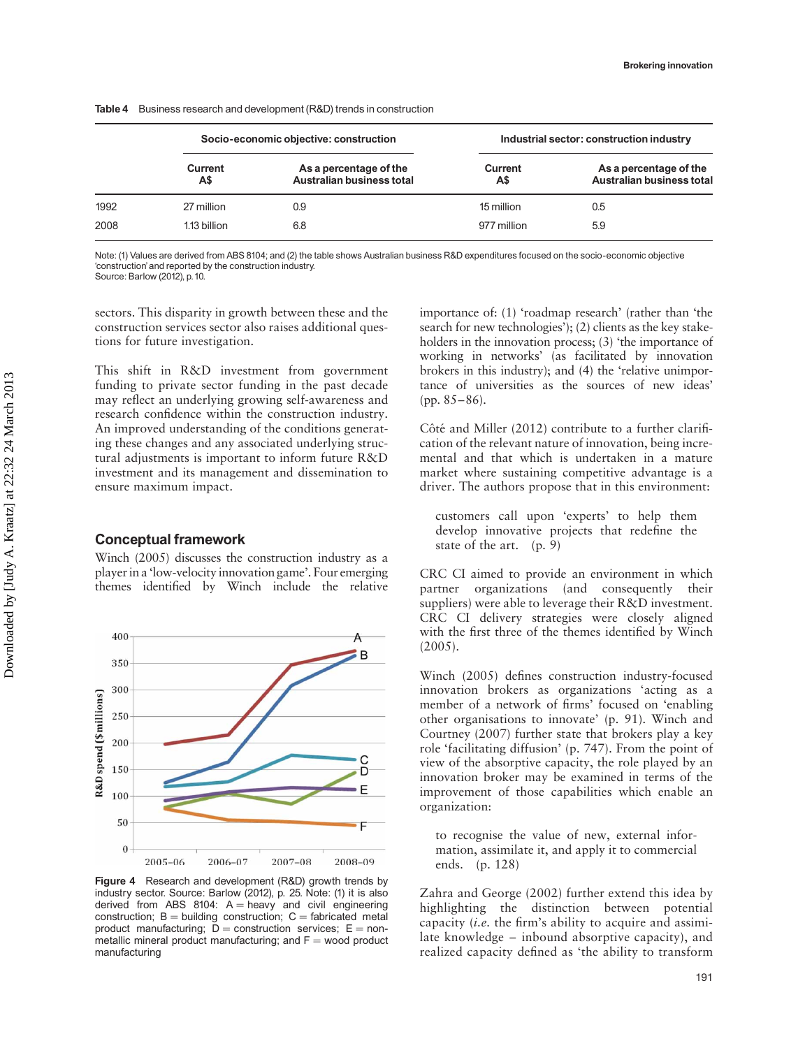Table 4 Business research and development (R&D) trends in construction

| | Socio-economic objective: construction | | Industrial sector: construction industry | |
|---|---|---|---|---|
| | Current A$ | As a percentage of the Australian business total | Current A$ | As a percentage of the Australian business total |
| 1992 | 27 million | 0.9 | 15 million | 0.5 |
| 2008 | 1.13 billion | 6.8 | 977 million | 5.9 |

Note: (1) Values are derived from ABS 8104; and (2) the table shows Australian business R&D expenditures focused on the socio-economic objective 'construction' and reported by the construction industry.
Source: Barlow (2012), p. 10.

sectors. This disparity in growth between these and the construction services sector also raises additional questions for future investigation.

This shift in R&D investment from government funding to private sector funding in the past decade may reflect an underlying growing self-awareness and research confidence within the construction industry. An improved understanding of the conditions generating these changes and any associated underlying structural adjustments is important to inform future R&D investment and its management and dissemination to ensure maximum impact.

## Conceptual framework

Winch (2005) discusses the construction industry as a player in a 'low-velocity innovation game'. Four emerging themes identified by Winch include the relative importance of: (1) 'roadmap research' (rather than 'the search for new technologies'); (2) clients as the key stakeholders in the innovation process; (3) 'the importance of working in networks' (as facilitated by innovation brokers in this industry); and (4) the 'relative unimportance of universities as the sources of new ideas' (pp. 85–86).

Figure 4 Research and development (R&D) growth trends by industry sector. Source: Barlow (2012), p. 25. Note: (1) it is also derived from ABS 8104: A = heavy and civil engineering construction; B = building construction; C = fabricated metal product manufacturing; D = construction services; E = non-metallic mineral product manufacturing; and F = wood product manufacturing

Côté and Miller (2012) contribute to a further clarification of the relevant nature of innovation, being incremental and that which is undertaken in a mature market where sustaining competitive advantage is a driver. The authors propose that in this environment:

> customers call upon 'experts' to help them develop innovative projects that redefine the state of the art. (p. 9)

CRC CI aimed to provide an environment in which partner organizations (and consequently their suppliers) were able to leverage their R&D investment. CRC CI delivery strategies were closely aligned with the first three of the themes identified by Winch (2005).

Winch (2005) defines construction industry-focused innovation brokers as organizations 'acting as a member of a network of firms' focused on 'enabling other organisations to innovate' (p. 91). Winch and Courtney (2007) further state that brokers play a key role 'facilitating diffusion' (p. 747). From the point of view of the absorptive capacity, the role played by an innovation broker may be examined in terms of the improvement of those capabilities which enable an organization:

> to recognise the value of new, external information, assimilate it, and apply it to commercial ends. (p. 128)

Zahra and George (2002) further extend this idea by highlighting the distinction between potential capacity (*i.e.* the firm's ability to acquire and assimilate knowledge – inbound absorptive capacity), and realized capacity defined as 'the ability to transform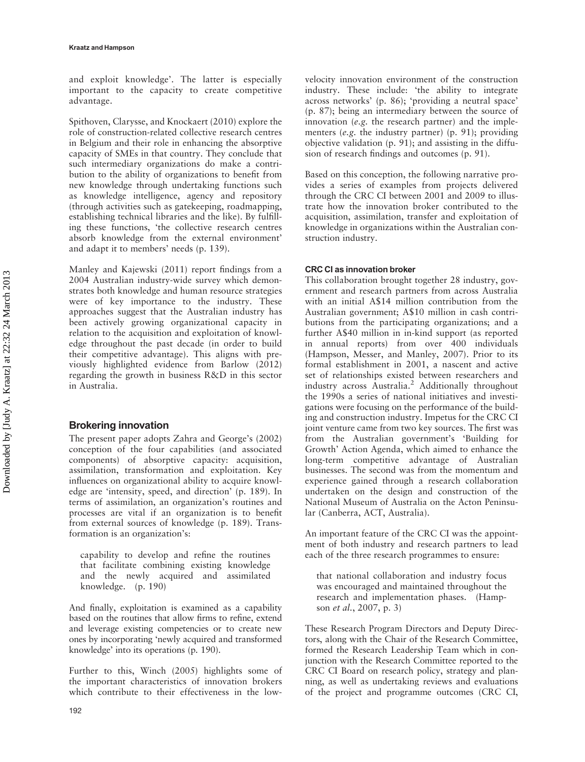and exploit knowledge'. The latter is especially important to the capacity to create competitive advantage.

Spithoven, Clarysse, and Knockaert (2010) explore the role of construction-related collective research centres in Belgium and their role in enhancing the absorptive capacity of SMEs in that country. They conclude that such intermediary organizations do make a contribution to the ability of organizations to benefit from new knowledge through undertaking functions such as knowledge intelligence, agency and repository (through activities such as gatekeeping, roadmapping, establishing technical libraries and the like). By fulfilling these functions, 'the collective research centres absorb knowledge from the external environment' and adapt it to members' needs (p. 139).

Manley and Kajewski (2011) report findings from a 2004 Australian industry-wide survey which demonstrates both knowledge and human resource strategies were of key importance to the industry. These approaches suggest that the Australian industry has been actively growing organizational capacity in relation to the acquisition and exploitation of knowledge throughout the past decade (in order to build their competitive advantage). This aligns with previously highlighted evidence from Barlow (2012) regarding the growth in business R&D in this sector in Australia.

## Brokering innovation

The present paper adopts Zahra and George's (2002) conception of the four capabilities (and associated components) of absorptive capacity: acquisition, assimilation, transformation and exploitation. Key influences on organizational ability to acquire knowledge are 'intensity, speed, and direction' (p. 189). In terms of assimilation, an organization's routines and processes are vital if an organization is to benefit from external sources of knowledge (p. 189). Transformation is an organization's:

> capability to develop and refine the routines that facilitate combining existing knowledge and the newly acquired and assimilated knowledge. (p. 190)

And finally, exploitation is examined as a capability based on the routines that allow firms to refine, extend and leverage existing competencies or to create new ones by incorporating 'newly acquired and transformed knowledge' into its operations (p. 190).

Further to this, Winch (2005) highlights some of the important characteristics of innovation brokers which contribute to their effectiveness in the low-velocity innovation environment of the construction industry. These include: 'the ability to integrate across networks' (p. 86); 'providing a neutral space' (p. 87); being an intermediary between the source of innovation (*e.g.* the research partner) and the implementers (*e.g.* the industry partner) (p. 91); providing objective validation (p. 91); and assisting in the diffusion of research findings and outcomes (p. 91).

Based on this conception, the following narrative provides a series of examples from projects delivered through the CRC CI between 2001 and 2009 to illustrate how the innovation broker contributed to the acquisition, assimilation, transfer and exploitation of knowledge in organizations within the Australian construction industry.

### CRC CI as innovation broker

This collaboration brought together 28 industry, government and research partners from across Australia with an initial A\$14 million contribution from the Australian government; A\$10 million in cash contributions from the participating organizations; and a further A\$40 million in in-kind support (as reported in annual reports) from over 400 individuals (Hampson, Messer, and Manley, 2007). Prior to its formal establishment in 2001, a nascent and active set of relationships existed between researchers and industry across Australia.[2] Additionally throughout the 1990s a series of national initiatives and investigations were focusing on the performance of the building and construction industry. Impetus for the CRC CI joint venture came from two key sources. The first was from the Australian government's 'Building for Growth' Action Agenda, which aimed to enhance the long-term competitive advantage of Australian businesses. The second was from the momentum and experience gained through a research collaboration undertaken on the design and construction of the National Museum of Australia on the Acton Peninsular (Canberra, ACT, Australia).

An important feature of the CRC CI was the appointment of both industry and research partners to lead each of the three research programmes to ensure:

> that national collaboration and industry focus was encouraged and maintained throughout the research and implementation phases. (Hampson *et al.*, 2007, p. 3)

These Research Program Directors and Deputy Directors, along with the Chair of the Research Committee, formed the Research Leadership Team which in conjunction with the Research Committee reported to the CRC CI Board on research policy, strategy and planning, as well as undertaking reviews and evaluations of the project and programme outcomes (CRC CI,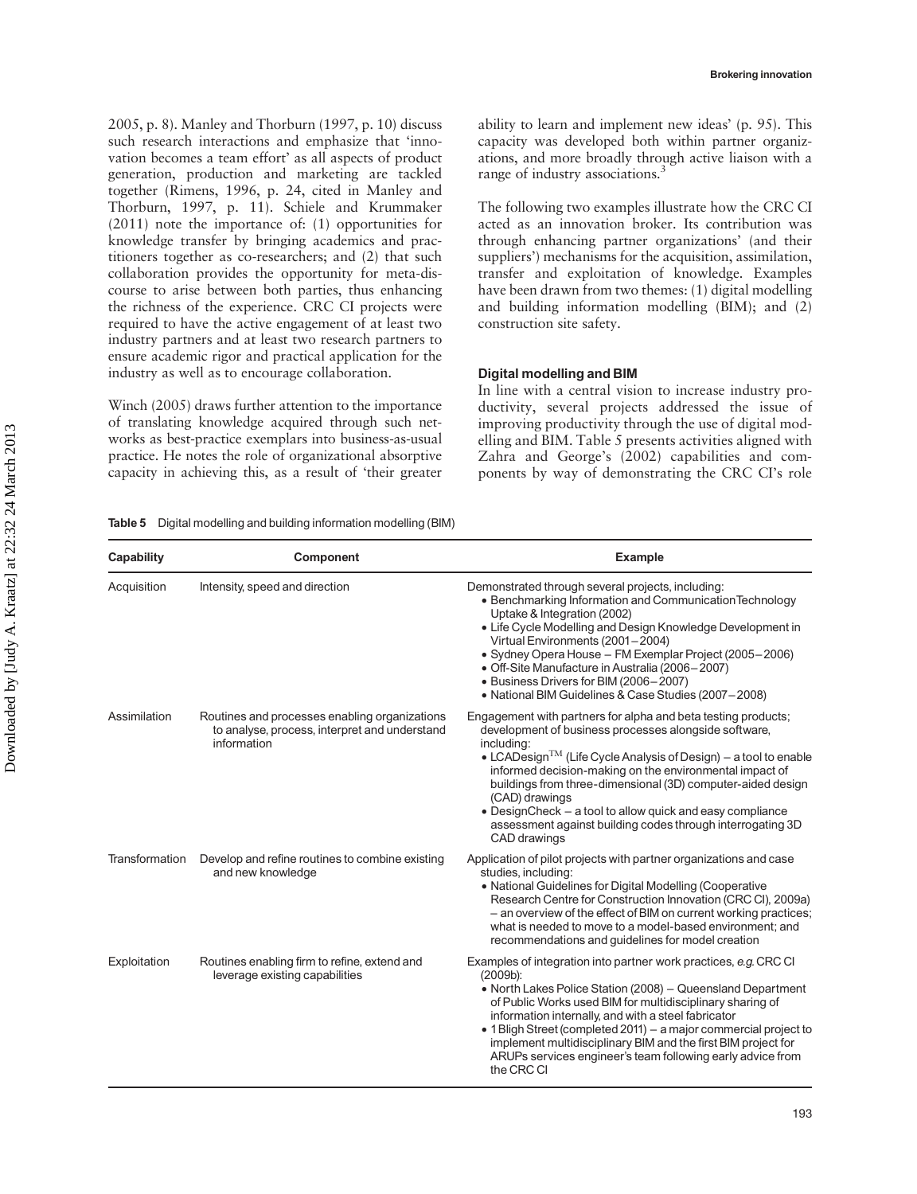2005, p. 8). Manley and Thorburn (1997, p. 10) discuss such research interactions and emphasize that 'innovation becomes a team effort' as all aspects of product generation, production and marketing are tackled together (Rimens, 1996, p. 24, cited in Manley and Thorburn, 1997, p. 11). Schiele and Krummaker (2011) note the importance of: (1) opportunities for knowledge transfer by bringing academics and practitioners together as co-researchers; and (2) that such collaboration provides the opportunity for meta-discourse to arise between both parties, thus enhancing the richness of the experience. CRC CI projects were required to have the active engagement of at least two industry partners and at least two research partners to ensure academic rigor and practical application for the industry as well as to encourage collaboration.

Winch (2005) draws further attention to the importance of translating knowledge acquired through such networks as best-practice exemplars into business-as-usual practice. He notes the role of organizational absorptive capacity in achieving this, as a result of 'their greater ability to learn and implement new ideas' (p. 95). This capacity was developed both within partner organizations, and more broadly through active liaison with a range of industry associations.[3]

The following two examples illustrate how the CRC CI acted as an innovation broker. Its contribution was through enhancing partner organizations' (and their suppliers') mechanisms for the acquisition, assimilation, transfer and exploitation of knowledge. Examples have been drawn from two themes: (1) digital modelling and building information modelling (BIM); and (2) construction site safety.

### Digital modelling and BIM

In line with a central vision to increase industry productivity, several projects addressed the issue of improving productivity through the use of digital modelling and BIM. Table 5 presents activities aligned with Zahra and George's (2002) capabilities and components by way of demonstrating the CRC CI's role

**Table 5** Digital modelling and building information modelling (BIM)

| Capability | Component | Example |
|---|---|---|
| Acquisition | Intensity, speed and direction | Demonstrated through several projects, including: • Benchmarking Information and Communication Technology Uptake & Integration (2002) • Life Cycle Modelling and Design Knowledge Development in Virtual Environments (2001–2004) • Sydney Opera House – FM Exemplar Project (2005–2006) • Off-Site Manufacture in Australia (2006–2007) • Business Drivers for BIM (2006–2007) • National BIM Guidelines & Case Studies (2007–2008) |
| Assimilation | Routines and processes enabling organizations to analyse, process, interpret and understand information | Engagement with partners for alpha and beta testing products; development of business processes alongside software, including: • LCADesign™ (Life Cycle Analysis of Design) – a tool to enable informed decision-making on the environmental impact of buildings from three-dimensional (3D) computer-aided design (CAD) drawings • DesignCheck – a tool to allow quick and easy compliance assessment against building codes through interrogating 3D CAD drawings |
| Transformation | Develop and refine routines to combine existing and new knowledge | Application of pilot projects with partner organizations and case studies, including: • National Guidelines for Digital Modelling (Cooperative Research Centre for Construction Innovation (CRC CI), 2009a) – an overview of the effect of BIM on current working practices; what is needed to move to a model-based environment; and recommendations and guidelines for model creation |
| Exploitation | Routines enabling firm to refine, extend and leverage existing capabilities | Examples of integration into partner work practices, *e.g.* CRC CI (2009b): • North Lakes Police Station (2008) – Queensland Department of Public Works used BIM for multidisciplinary sharing of information internally, and with a steel fabricator • 1 Bligh Street (completed 2011) – a major commercial project to implement multidisciplinary BIM and the first BIM project for ARUPs services engineer's team following early advice from the CRC CI |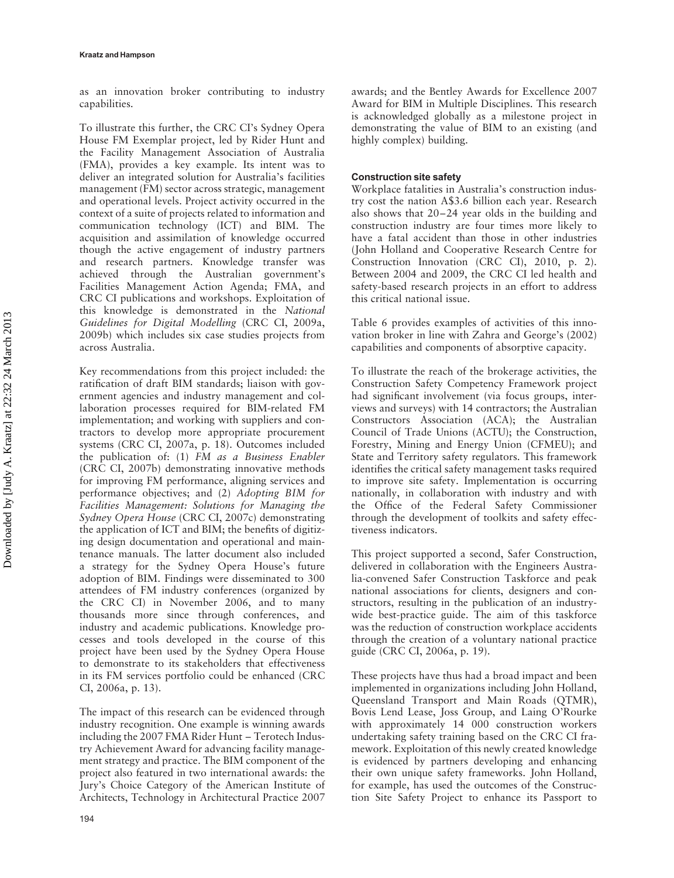as an innovation broker contributing to industry capabilities.

To illustrate this further, the CRC CI's Sydney Opera House FM Exemplar project, led by Rider Hunt and the Facility Management Association of Australia (FMA), provides a key example. Its intent was to deliver an integrated solution for Australia's facilities management (FM) sector across strategic, management and operational levels. Project activity occurred in the context of a suite of projects related to information and communication technology (ICT) and BIM. The acquisition and assimilation of knowledge occurred though the active engagement of industry partners and research partners. Knowledge transfer was achieved through the Australian government's Facilities Management Action Agenda; FMA, and CRC CI publications and workshops. Exploitation of this knowledge is demonstrated in the *National Guidelines for Digital Modelling* (CRC CI, 2009a, 2009b) which includes six case studies projects from across Australia.

Key recommendations from this project included: the ratification of draft BIM standards; liaison with government agencies and industry management and collaboration processes required for BIM-related FM implementation; and working with suppliers and contractors to develop more appropriate procurement systems (CRC CI, 2007a, p. 18). Outcomes included the publication of: (1) *FM as a Business Enabler* (CRC CI, 2007b) demonstrating innovative methods for improving FM performance, aligning services and performance objectives; and (2) *Adopting BIM for Facilities Management: Solutions for Managing the Sydney Opera House* (CRC CI, 2007c) demonstrating the application of ICT and BIM; the benefits of digitizing design documentation and operational and maintenance manuals. The latter document also included a strategy for the Sydney Opera House's future adoption of BIM. Findings were disseminated to 300 attendees of FM industry conferences (organized by the CRC CI) in November 2006, and to many thousands more since through conferences, and industry and academic publications. Knowledge processes and tools developed in the course of this project have been used by the Sydney Opera House to demonstrate to its stakeholders that effectiveness in its FM services portfolio could be enhanced (CRC CI, 2006a, p. 13).

The impact of this research can be evidenced through industry recognition. One example is winning awards including the 2007 FMA Rider Hunt – Terotech Industry Achievement Award for advancing facility management strategy and practice. The BIM component of the project also featured in two international awards: the Jury's Choice Category of the American Institute of Architects, Technology in Architectural Practice 2007 awards; and the Bentley Awards for Excellence 2007 Award for BIM in Multiple Disciplines. This research is acknowledged globally as a milestone project in demonstrating the value of BIM to an existing (and highly complex) building.

### Construction site safety

Workplace fatalities in Australia's construction industry cost the nation A$3.6 billion each year. Research also shows that 20–24 year olds in the building and construction industry are four times more likely to have a fatal accident than those in other industries (John Holland and Cooperative Research Centre for Construction Innovation (CRC CI), 2010, p. 2). Between 2004 and 2009, the CRC CI led health and safety-based research projects in an effort to address this critical national issue.

Table 6 provides examples of activities of this innovation broker in line with Zahra and George's (2002) capabilities and components of absorptive capacity.

To illustrate the reach of the brokerage activities, the Construction Safety Competency Framework project had significant involvement (via focus groups, interviews and surveys) with 14 contractors; the Australian Constructors Association (ACA); the Australian Council of Trade Unions (ACTU); the Construction, Forestry, Mining and Energy Union (CFMEU); and State and Territory safety regulators. This framework identifies the critical safety management tasks required to improve site safety. Implementation is occurring nationally, in collaboration with industry and with the Office of the Federal Safety Commissioner through the development of toolkits and safety effectiveness indicators.

This project supported a second, Safer Construction, delivered in collaboration with the Engineers Australia-convened Safer Construction Taskforce and peak national associations for clients, designers and constructors, resulting in the publication of an industry-wide best-practice guide. The aim of this taskforce was the reduction of construction workplace accidents through the creation of a voluntary national practice guide (CRC CI, 2006a, p. 19).

These projects have thus had a broad impact and been implemented in organizations including John Holland, Queensland Transport and Main Roads (QTMR), Bovis Lend Lease, Joss Group, and Laing O'Rourke with approximately 14 000 construction workers undertaking safety training based on the CRC CI framework. Exploitation of this newly created knowledge is evidenced by partners developing and enhancing their own unique safety frameworks. John Holland, for example, has used the outcomes of the Construction Site Safety Project to enhance its Passport to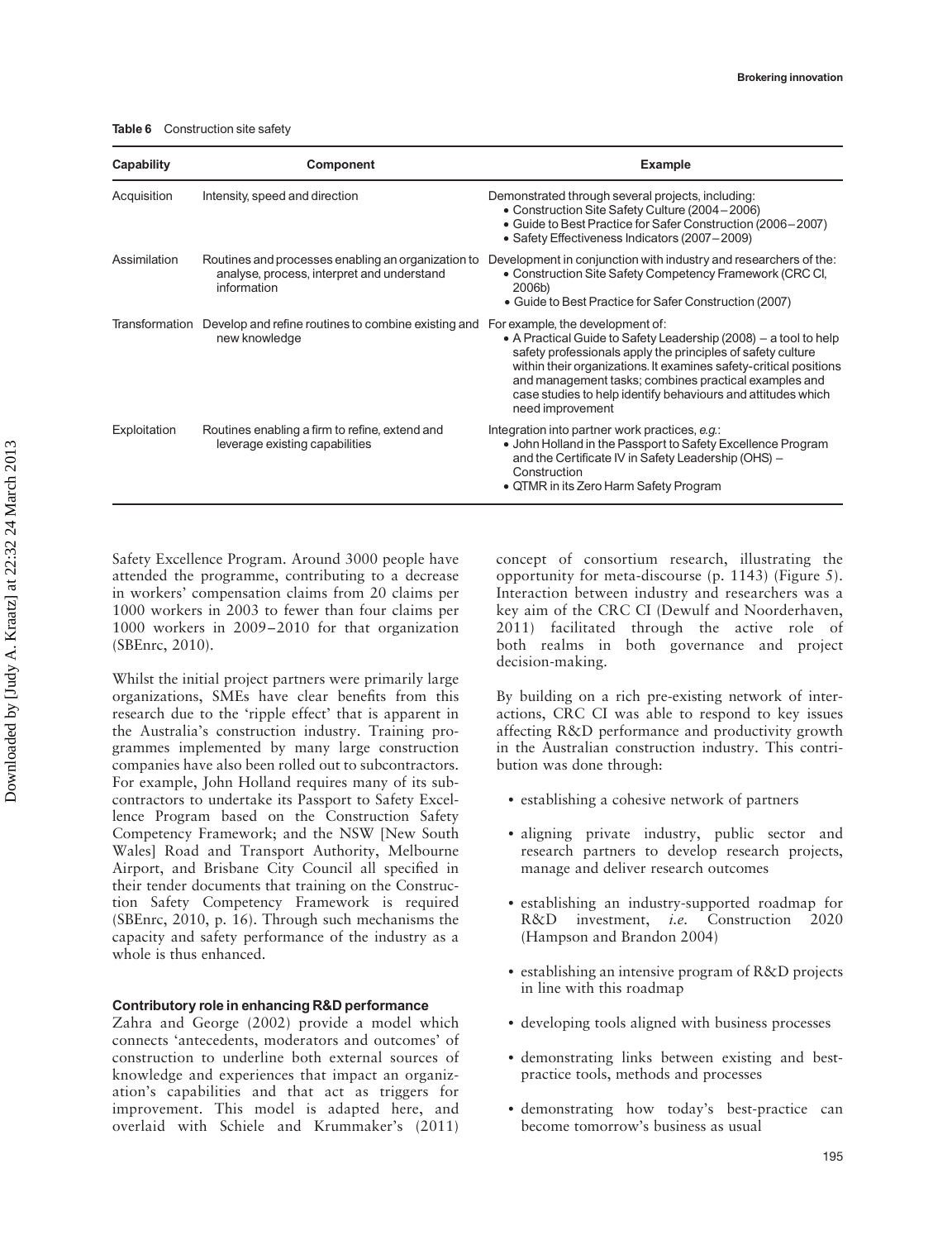**Table 6** Construction site safety

| Capability | Component | Example |
|---|---|---|
| Acquisition | Intensity, speed and direction | Demonstrated through several projects, including: • Construction Site Safety Culture (2004–2006) • Guide to Best Practice for Safer Construction (2006–2007) • Safety Effectiveness Indicators (2007–2009) |
| Assimilation | Routines and processes enabling an organization to analyse, process, interpret and understand information | Development in conjunction with industry and researchers of the: • Construction Site Safety Competency Framework (CRC CI, 2006b) • Guide to Best Practice for Safer Construction (2007) |
| Transformation | Develop and refine routines to combine existing and new knowledge | For example, the development of: • A Practical Guide to Safety Leadership (2008) – a tool to help safety professionals apply the principles of safety culture within their organizations. It examines safety-critical positions and management tasks; combines practical examples and case studies to help identify behaviours and attitudes which need improvement |
| Exploitation | Routines enabling a firm to refine, extend and leverage existing capabilities | Integration into partner work practices, *e.g.*: • John Holland in the Passport to Safety Excellence Program and the Certificate IV in Safety Leadership (OHS) – Construction • QTMR in its Zero Harm Safety Program |

Safety Excellence Program. Around 3000 people have attended the programme, contributing to a decrease in workers' compensation claims from 20 claims per 1000 workers in 2003 to fewer than four claims per 1000 workers in 2009–2010 for that organization (SBEnrc, 2010).

Whilst the initial project partners were primarily large organizations, SMEs have clear benefits from this research due to the 'ripple effect' that is apparent in the Australia's construction industry. Training programmes implemented by many large construction companies have also been rolled out to subcontractors. For example, John Holland requires many of its subcontractors to undertake its Passport to Safety Excellence Program based on the Construction Safety Competency Framework; and the NSW [New South Wales] Road and Transport Authority, Melbourne Airport, and Brisbane City Council all specified in their tender documents that training on the Construction Safety Competency Framework is required (SBEnrc, 2010, p. 16). Through such mechanisms the capacity and safety performance of the industry as a whole is thus enhanced.

### Contributory role in enhancing R&D performance

Zahra and George (2002) provide a model which connects 'antecedents, moderators and outcomes' of construction to underline both external sources of knowledge and experiences that impact an organization's capabilities and that act as triggers for improvement. This model is adapted here, and overlaid with Schiele and Krummaker's (2011) concept of consortium research, illustrating the opportunity for meta-discourse (p. 1143) (Figure 5). Interaction between industry and researchers was a key aim of the CRC CI (Dewulf and Noorderhaven, 2011) facilitated through the active role of both realms in both governance and project decision-making.

By building on a rich pre-existing network of interactions, CRC CI was able to respond to key issues affecting R&D performance and productivity growth in the Australian construction industry. This contribution was done through:

- establishing a cohesive network of partners
- aligning private industry, public sector and research partners to develop research projects, manage and deliver research outcomes
- establishing an industry-supported roadmap for R&D investment, *i.e.* Construction 2020 (Hampson and Brandon 2004)
- establishing an intensive program of R&D projects in line with this roadmap
- developing tools aligned with business processes
- demonstrating links between existing and best-practice tools, methods and processes
- demonstrating how today's best-practice can become tomorrow's business as usual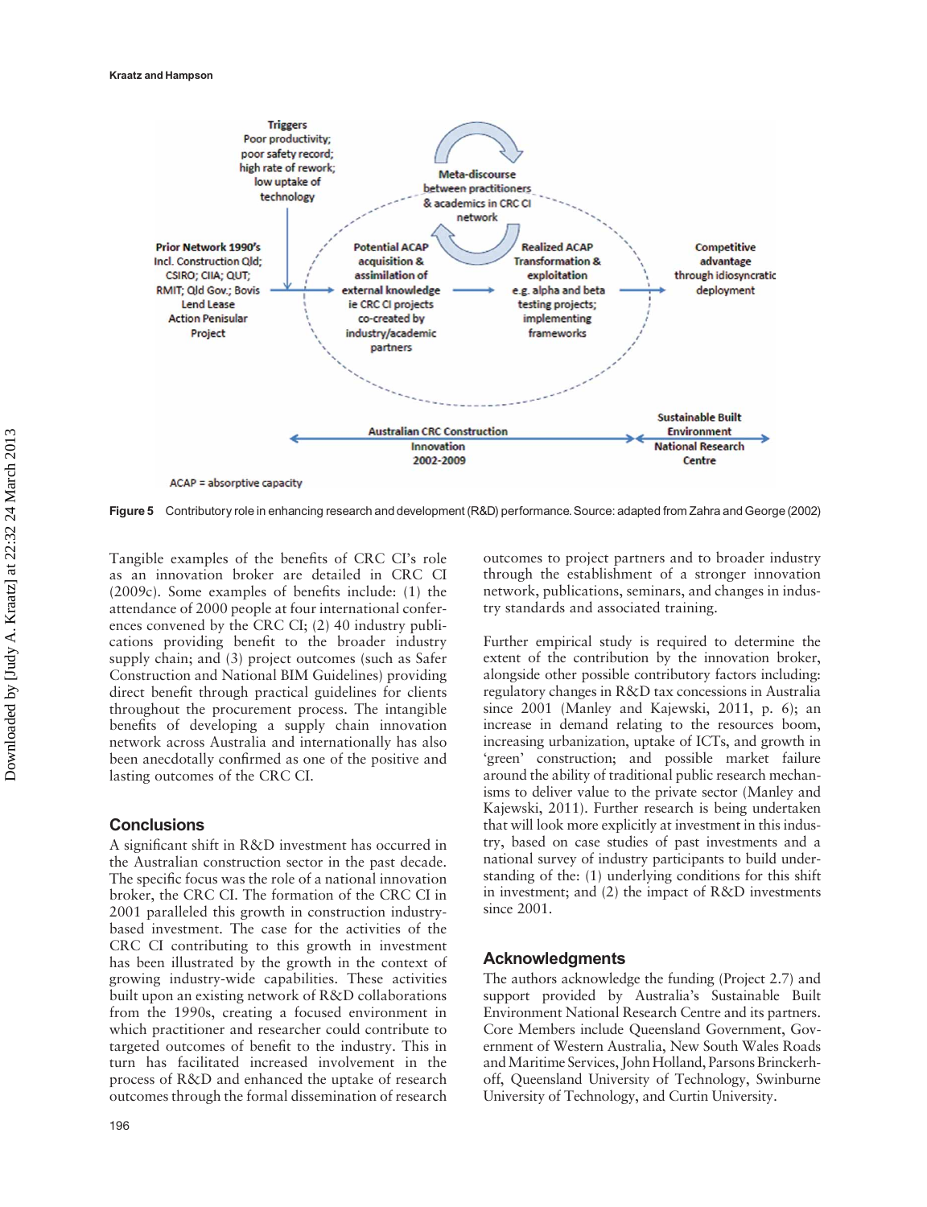Triggers
Poor productivity;
poor safety record;
high rate of rework;
low uptake of
technology

Meta-discourse
between practitioners
& academics in CRC CI
network

Prior Network 1990's
Incl. Construction Qld;
CSIRO; CIIA; QUT;
RMIT; Qld Gov.; Bovis
Lend Lease
Action Penisular
Project

Potential ACAP
acquisition &
assimilation of
external knowledge
ie CRC CI projects
co-created by
industry/academic
partners

Realized ACAP
Transformation &
exploitation
e.g. alpha and beta
testing projects;
implementing
frameworks

Competitive
advantage
through idiosyncratic
deployment

Australian CRC Construction
Innovation
2002-2009

Sustainable Built
Environment
National Research
Centre

ACAP = absorptive capacity

**Figure 5** Contributory role in enhancing research and development (R&D) performance. Source: adapted from Zahra and George (2002)

Tangible examples of the benefits of CRC CI's role as an innovation broker are detailed in CRC CI (2009c). Some examples of benefits include: (1) the attendance of 2000 people at four international conferences convened by the CRC CI; (2) 40 industry publications providing benefit to the broader industry supply chain; and (3) project outcomes (such as Safer Construction and National BIM Guidelines) providing direct benefit through practical guidelines for clients throughout the procurement process. The intangible benefits of developing a supply chain innovation network across Australia and internationally has also been anecdotally confirmed as one of the positive and lasting outcomes of the CRC CI.

## Conclusions

A significant shift in R&D investment has occurred in the Australian construction sector in the past decade. The specific focus was the role of a national innovation broker, the CRC CI. The formation of the CRC CI in 2001 paralleled this growth in construction industry-based investment. The case for the activities of the CRC CI contributing to this growth in investment has been illustrated by the growth in the context of growing industry-wide capabilities. These activities built upon an existing network of R&D collaborations from the 1990s, creating a focused environment in which practitioner and researcher could contribute to targeted outcomes of benefit to the industry. This in turn has facilitated increased involvement in the process of R&D and enhanced the uptake of research outcomes through the formal dissemination of research outcomes to project partners and to broader industry through the establishment of a stronger innovation network, publications, seminars, and changes in industry standards and associated training.

Further empirical study is required to determine the extent of the contribution by the innovation broker, alongside other possible contributory factors including: regulatory changes in R&D tax concessions in Australia since 2001 (Manley and Kajewski, 2011, p. 6); an increase in demand relating to the resources boom, increasing urbanization, uptake of ICTs, and growth in 'green' construction; and possible market failure around the ability of traditional public research mechanisms to deliver value to the private sector (Manley and Kajewski, 2011). Further research is being undertaken that will look more explicitly at investment in this industry, based on case studies of past investments and a national survey of industry participants to build understanding of the: (1) underlying conditions for this shift in investment; and (2) the impact of R&D investments since 2001.

## Acknowledgements

The authors acknowledge the funding (Project 2.7) and support provided by Australia's Sustainable Built Environment National Research Centre and its partners. Core Members include Queensland Government, Government of Western Australia, New South Wales Roads and Maritime Services, John Holland, Parsons Brinckerhoff, Queensland University of Technology, Swinburne University of Technology, and Curtin University.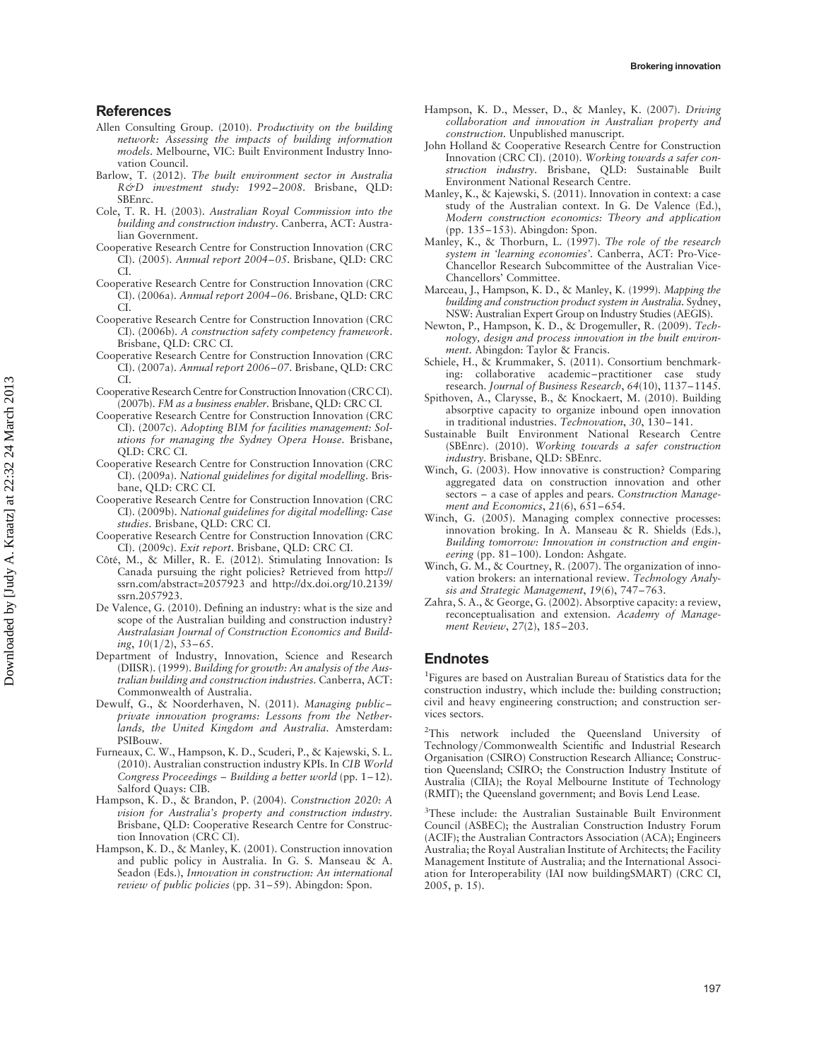## References

Allen Consulting Group. (2010). *Productivity on the building network: Assessing the impacts of building information models*. Melbourne, VIC: Built Environment Industry Innovation Council.

Barlow, T. (2012). *The built environment sector in Australia R&D investment study: 1992–2008*. Brisbane, QLD: SBEnrc.

Cole, T. R. H. (2003). *Australian Royal Commission into the building and construction industry*. Canberra, ACT: Australian Government.

Cooperative Research Centre for Construction Innovation (CRC CI). (2005). *Annual report 2004–05*. Brisbane, QLD: CRC CI.

Cooperative Research Centre for Construction Innovation (CRC CI). (2006a). *Annual report 2004–06*. Brisbane, QLD: CRC CI.

Cooperative Research Centre for Construction Innovation (CRC CI). (2006b). *A construction safety competency framework*. Brisbane, QLD: CRC CI.

Cooperative Research Centre for Construction Innovation (CRC CI). (2007a). *Annual report 2006–07*. Brisbane, QLD: CRC CI.

Cooperative Research Centre for Construction Innovation (CRC CI). (2007b). *FM as a business enabler*. Brisbane, QLD: CRC CI.

Cooperative Research Centre for Construction Innovation (CRC CI). (2007c). *Adopting BIM for facilities management: Solutions for managing the Sydney Opera House*. Brisbane, QLD: CRC CI.

Cooperative Research Centre for Construction Innovation (CRC CI). (2009a). *National guidelines for digital modelling*. Brisbane, QLD: CRC CI.

Cooperative Research Centre for Construction Innovation (CRC CI). (2009b). *National guidelines for digital modelling: Case studies*. Brisbane, QLD: CRC CI.

Cooperative Research Centre for Construction Innovation (CRC CI). (2009c). *Exit report*. Brisbane, QLD: CRC CI.

Côté, M., & Miller, R. E. (2012). Stimulating Innovation: Is Canada pursuing the right policies? Retrieved from http://ssrn.com/abstract=2057923 and http://dx.doi.org/10.2139/ssrn.2057923.

De Valence, G. (2010). Defining an industry: what is the size and scope of the Australian building and construction industry? *Australasian Journal of Construction Economics and Building*, *10*(1/2), 53–65.

Department of Industry, Innovation, Science and Research (DIISR). (1999). *Building for growth: An analysis of the Australian building and construction industries*. Canberra, ACT: Commonwealth of Australia.

Dewulf, G., & Noorderhaven, N. (2011). *Managing public–private innovation programs: Lessons from the Netherlands, the United Kingdom and Australia*. Amsterdam: PSIBouw.

Furneaux, C. W., Hampson, K. D., Scuderi, P., & Kajewski, S. L. (2010). Australian construction industry KPIs. In *CIB World Congress Proceedings – Building a better world* (pp. 1–12). Salford Quays: CIB.

Hampson, K. D., & Brandon, P. (2004). *Construction 2020: A vision for Australia's property and construction industry*. Brisbane, QLD: Cooperative Research Centre for Construction Innovation (CRC CI).

Hampson, K. D., & Manley, K. (2001). Construction innovation and public policy in Australia. In G. S. Manseau & A. Seadon (Eds.), *Innovation in construction: An international review of public policies* (pp. 31–59). Abingdon: Spon.

Hampson, K. D., Messer, D., & Manley, K. (2007). *Driving collaboration and innovation in Australian property and construction*. Unpublished manuscript.

John Holland & Cooperative Research Centre for Construction Innovation (CRC CI). (2010). *Working towards a safer construction industry*. Brisbane, QLD: Sustainable Built Environment National Research Centre.

Manley, K., & Kajewski, S. (2011). Innovation in context: a case study of the Australian context. In G. De Valence (Ed.), *Modern construction economics: Theory and application* (pp. 135–153). Abingdon: Spon.

Manley, K., & Thorburn, L. (1997). *The role of the research system in 'learning economies'*. Canberra, ACT: Pro-Vice-Chancellor Research Subcommittee of the Australian Vice-Chancellors' Committee.

Marceau, J., Hampson, K. D., & Manley, K. (1999). *Mapping the building and construction product system in Australia*. Sydney, NSW: Australian Expert Group on Industry Studies (AEGIS).

Newton, P., Hampson, K. D., & Drogemuller, R. (2009). *Technology, design and process innovation in the built environment*. Abingdon: Taylor & Francis.

Schiele, H., & Krummaker, S. (2011). Consortium benchmarking: collaborative academic–practitioner case study research. *Journal of Business Research*, *64*(10), 1137–1145.

Spithoven, A., Clarysse, B., & Knockaert, M. (2010). Building absorptive capacity to organize inbound open innovation in traditional industries. *Technovation*, *30*, 130–141.

Sustainable Built Environment National Research Centre (SBEnrc). (2010). *Working towards a safer construction industry*. Brisbane, QLD: SBEnrc.

Winch, G. (2003). How innovative is construction? Comparing aggregated data on construction innovation and other sectors – a case of apples and pears. *Construction Management and Economics*, *21*(6), 651–654.

Winch, G. (2005). Managing complex connective processes: innovation broking. In A. Manseau & R. Shields (Eds.), *Building tomorrow: Innovation in construction and engineering* (pp. 81–100). London: Ashgate.

Winch, G. M., & Courtney, R. (2007). The organization of innovation brokers: an international review. *Technology Analysis and Strategic Management*, *19*(6), 747–763.

Zahra, S. A., & George, G. (2002). Absorptive capacity: a review, reconceptualisation and extension. *Academy of Management Review*, *27*(2), 185–203.

## Endnotes

[1]Figures are based on Australian Bureau of Statistics data for the construction industry, which include the: building construction; civil and heavy engineering construction; and construction services sectors.

[2]This network included the Queensland University of Technology/Commonwealth Scientific and Industrial Research Organisation (CSIRO) Construction Research Alliance; Construction Queensland; CSIRO; the Construction Industry Institute of Australia (CIIA); the Royal Melbourne Institute of Technology (RMIT); the Queensland government; and Bovis Lend Lease.

[3]These include: the Australian Sustainable Built Environment Council (ASBEC); the Australian Construction Industry Forum (ACIF); the Australian Contractors Association (ACA); Engineers Australia; the Royal Australian Institute of Architects; the Facility Management Institute of Australia; and the International Association for Interoperability (IAI now buildingSMART) (CRC CI, 2005, p. 15).